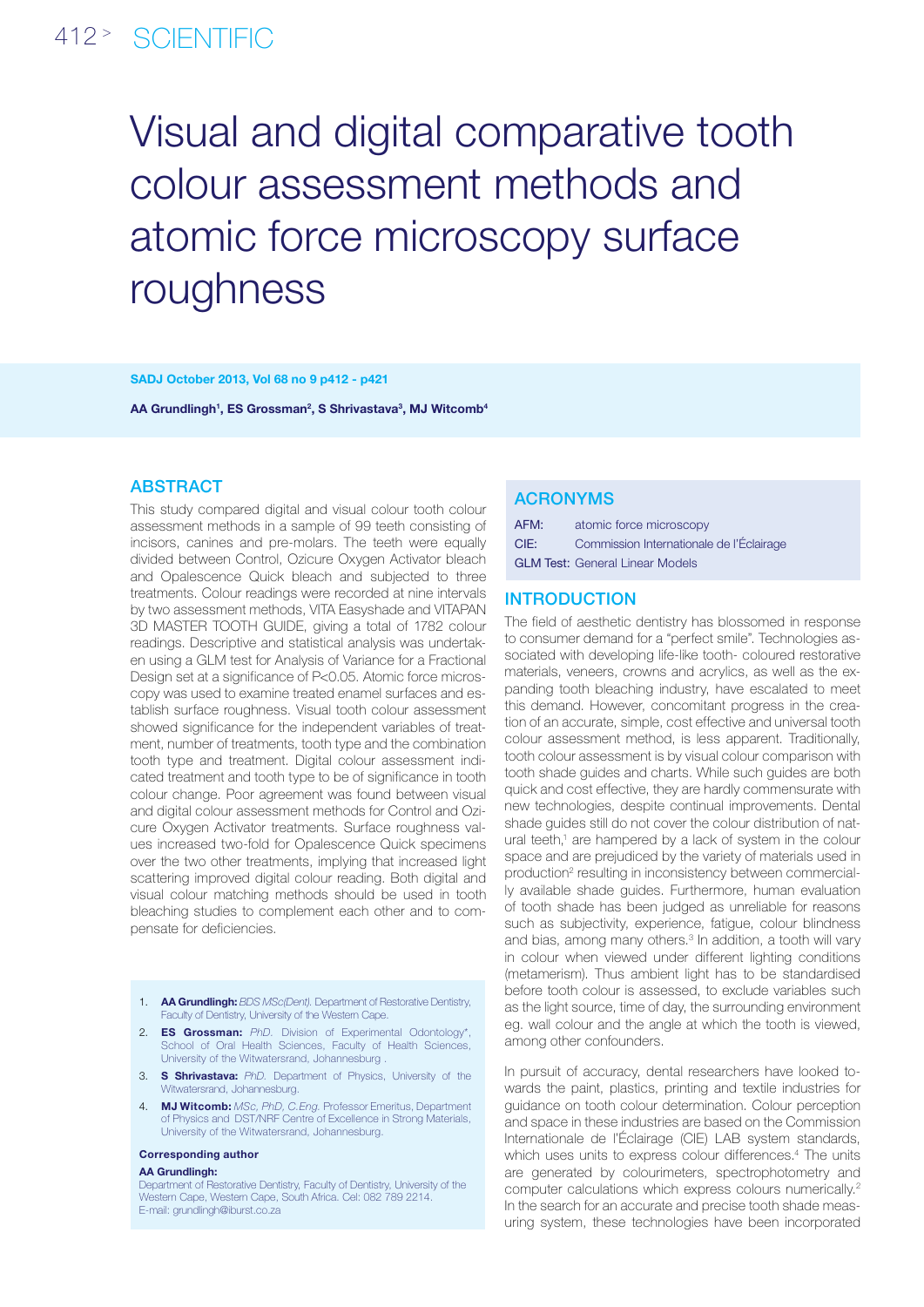# Visual and digital comparative tooth colour assessment methods and atomic force microscopy surface roughness

AA Grundlingh[1], ES Grossman[2], S Shrivastava[3], MJ Witcomb[4]

## ABSTRACT

This study compared digital and visual colour tooth colour assessment methods in a sample of 99 teeth consisting of incisors, canines and pre-molars. The teeth were equally divided between Control, Ozicure Oxygen Activator bleach and Opalescence Quick bleach and subjected to three treatments. Colour readings were recorded at nine intervals by two assessment methods, VITA Easyshade and VITAPAN 3D MASTER TOOTH GUIDE, giving a total of 1782 colour readings. Descriptive and statistical analysis was undertaken using a GLM test for Analysis of Variance for a Fractional Design set at a significance of $P<0.05$. Atomic force microscopy was used to examine treated enamel surfaces and establish surface roughness. Visual tooth colour assessment showed significance for the independent variables of treatment, number of treatments, tooth type and the combination tooth type and treatment. Digital colour assessment indicated treatment and tooth type to be of significance in tooth colour change. Poor agreement was found between visual and digital colour assessment methods for Control and Ozicure Oxygen Activator treatments. Surface roughness values increased two-fold for Opalescence Quick specimens over the two other treatments, implying that increased light scattering improved digital colour reading. Both digital and visual colour matching methods should be used in tooth bleaching studies to complement each other and to compensate for deficiencies.

1. **AA Grundlingh:** *BDS MSc(Dent).* Department of Restorative Dentistry, Faculty of Dentistry, University of the Western Cape.
2. **ES Grossman:** *PhD.* Division of Experimental Odontology*, School of Oral Health Sciences, Faculty of Health Sciences, University of the Witwatersrand, Johannesburg .
3. **S Shrivastava:** *PhD.* Department of Physics, University of the Witwatersrand, Johannesburg.
4. **MJ Witcomb:** *MSc, PhD, C.Eng.* Professor Emeritus, Department of Physics and DST/NRF Centre of Excellence in Strong Materials, University of the Witwatersrand, Johannesburg.

**Corresponding author**

**AA Grundlingh:**
Department of Restorative Dentistry, Faculty of Dentistry, University of the Western Cape, Western Cape, South Africa. Cel: 082 789 2214.
E-mail: grundlingh@iburst.co.za

## ACRONYMS

| | |
|---|---|
| AFM: | atomic force microscopy |
| CIE: | Commission Internationale de l'Éclairage |
| GLM Test: | General Linear Models |

## INTRODUCTION

The field of aesthetic dentistry has blossomed in response to consumer demand for a "perfect smile". Technologies associated with developing life-like tooth- coloured restorative materials, veneers, crowns and acrylics, as well as the expanding tooth bleaching industry, have escalated to meet this demand. However, concomitant progress in the creation of an accurate, simple, cost effective and universal tooth colour assessment method, is less apparent. Traditionally, tooth colour assessment is by visual colour comparison with tooth shade guides and charts. While such guides are both quick and cost effective, they are hardly commensurate with new technologies, despite continual improvements. Dental shade guides still do not cover the colour distribution of natural teeth,[1] are hampered by a lack of system in the colour space and are prejudiced by the variety of materials used in production[2] resulting in inconsistency between commercially available shade guides. Furthermore, human evaluation of tooth shade has been judged as unreliable for reasons such as subjectivity, experience, fatigue, colour blindness and bias, among many others.[3] In addition, a tooth will vary in colour when viewed under different lighting conditions (metamerism). Thus ambient light has to be standardised before tooth colour is assessed, to exclude variables such as the light source, time of day, the surrounding environment eg. wall colour and the angle at which the tooth is viewed, among other confounders.

In pursuit of accuracy, dental researchers have looked towards the paint, plastics, printing and textile industries for guidance on tooth colour determination. Colour perception and space in these industries are based on the Commission Internationale de l'Éclairage (CIE) LAB system standards, which uses units to express colour differences.[4] The units are generated by colourimeters, spectrophotometry and computer calculations which express colours numerically.[2] In the search for an accurate and precise tooth shade measuring system, these technologies have been incorporated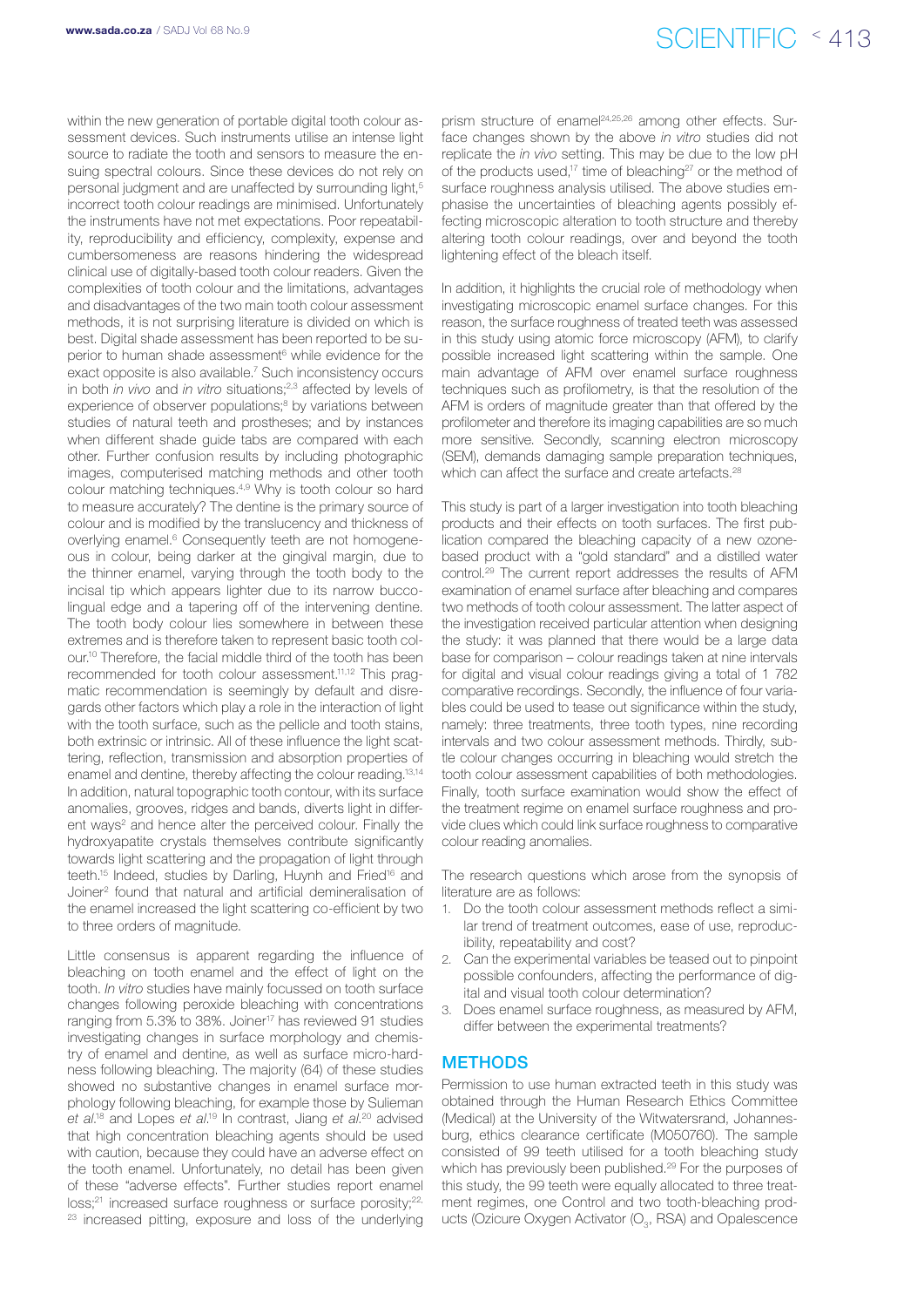within the new generation of portable digital tooth colour assessment devices. Such instruments utilise an intense light source to radiate the tooth and sensors to measure the ensuing spectral colours. Since these devices do not rely on personal judgment and are unaffected by surrounding light,[5] incorrect tooth colour readings are minimised. Unfortunately the instruments have not met expectations. Poor repeatability, reproducibility and efficiency, complexity, expense and cumbersomeness are reasons hindering the widespread clinical use of digitally-based tooth colour readers. Given the complexities of tooth colour and the limitations, advantages and disadvantages of the two main tooth colour assessment methods, it is not surprising literature is divided on which is best. Digital shade assessment has been reported to be superior to human shade assessment[6] while evidence for the exact opposite is also available.[7] Such inconsistency occurs in both *in vivo* and *in vitro* situations;[2,3] affected by levels of experience of observer populations;[8] by variations between studies of natural teeth and prostheses; and by instances when different shade guide tabs are compared with each other. Further confusion results by including photographic images, computerised matching methods and other tooth colour matching techniques.[4,9] Why is tooth colour so hard to measure accurately? The dentine is the primary source of colour and is modified by the translucency and thickness of overlying enamel.[6] Consequently teeth are not homogeneous in colour, being darker at the gingival margin, due to the thinner enamel, varying through the tooth body to the incisal tip which appears lighter due to its narrow buccolingual edge and a tapering off of the intervening dentine. The tooth body colour lies somewhere in between these extremes and is therefore taken to represent basic tooth colour.[10] Therefore, the facial middle third of the tooth has been recommended for tooth colour assessment.[11,12] This pragmatic recommendation is seemingly by default and disregards other factors which play a role in the interaction of light with the tooth surface, such as the pellicle and tooth stains, both extrinsic or intrinsic. All of these influence the light scattering, reflection, transmission and absorption properties of enamel and dentine, thereby affecting the colour reading.[13,14] In addition, natural topographic tooth contour, with its surface anomalies, grooves, ridges and bands, diverts light in different ways[2] and hence alter the perceived colour. Finally the hydroxyapatite crystals themselves contribute significantly towards light scattering and the propagation of light through teeth.[15] Indeed, studies by Darling, Huynh and Fried[16] and Joiner[2] found that natural and artificial demineralisation of the enamel increased the light scattering co-efficient by two to three orders of magnitude.

Little consensus is apparent regarding the influence of bleaching on tooth enamel and the effect of light on the tooth. *In vitro* studies have mainly focussed on tooth surface changes following peroxide bleaching with concentrations ranging from 5.3% to 38%. Joiner[17] has reviewed 91 studies investigating changes in surface morphology and chemistry of enamel and dentine, as well as surface micro-hardness following bleaching. The majority (64) of these studies showed no substantive changes in enamel surface morphology following bleaching, for example those by Sulieman *et al*.[18] and Lopes *et al*.[19] In contrast, Jiang *et al*.[20] advised that high concentration bleaching agents should be used with caution, because they could have an adverse effect on the tooth enamel. Unfortunately, no detail has been given of these "adverse effects". Further studies report enamel loss;[21] increased surface roughness or surface porosity;[22,23] increased pitting, exposure and loss of the underlying prism structure of enamel[24,25,26] among other effects. Surface changes shown by the above *in vitro* studies did not replicate the *in vivo* setting. This may be due to the low pH of the products used,[17] time of bleaching[27] or the method of surface roughness analysis utilised. The above studies emphasise the uncertainties of bleaching agents possibly effecting microscopic alteration to tooth structure and thereby altering tooth colour readings, over and beyond the tooth lightening effect of the bleach itself.

In addition, it highlights the crucial role of methodology when investigating microscopic enamel surface changes. For this reason, the surface roughness of treated teeth was assessed in this study using atomic force microscopy (AFM), to clarify possible increased light scattering within the sample. One main advantage of AFM over enamel surface roughness techniques such as profilometry, is that the resolution of the AFM is orders of magnitude greater than that offered by the profilometer and therefore its imaging capabilities are so much more sensitive. Secondly, scanning electron microscopy (SEM), demands damaging sample preparation techniques, which can affect the surface and create artefacts.[28]

This study is part of a larger investigation into tooth bleaching products and their effects on tooth surfaces. The first publication compared the bleaching capacity of a new ozone-based product with a "gold standard" and a distilled water control.[29] The current report addresses the results of AFM examination of enamel surface after bleaching and compares two methods of tooth colour assessment. The latter aspect of the investigation received particular attention when designing the study: it was planned that there would be a large data base for comparison – colour readings taken at nine intervals for digital and visual colour readings giving a total of 1 782 comparative recordings. Secondly, the influence of four variables could be used to tease out significance within the study, namely: three treatments, three tooth types, nine recording intervals and two colour assessment methods. Thirdly, subtle colour changes occurring in bleaching would stretch the tooth colour assessment capabilities of both methodologies. Finally, tooth surface examination would show the effect of the treatment regime on enamel surface roughness and provide clues which could link surface roughness to comparative colour reading anomalies.

The research questions which arose from the synopsis of literature are as follows:

1. Do the tooth colour assessment methods reflect a similar trend of treatment outcomes, ease of use, reproducibility, repeatability and cost?
2. Can the experimental variables be teased out to pinpoint possible confounders, affecting the performance of digital and visual tooth colour determination?
3. Does enamel surface roughness, as measured by AFM, differ between the experimental treatments?

## METHODS

Permission to use human extracted teeth in this study was obtained through the Human Research Ethics Committee (Medical) at the University of the Witwatersrand, Johannesburg, ethics clearance certificate (M050760). The sample consisted of 99 teeth utilised for a tooth bleaching study which has previously been published.[29] For the purposes of this study, the 99 teeth were equally allocated to three treatment regimes, one Control and two tooth-bleaching products (Ozicure Oxygen Activator ($O_3$, RSA) and Opalescence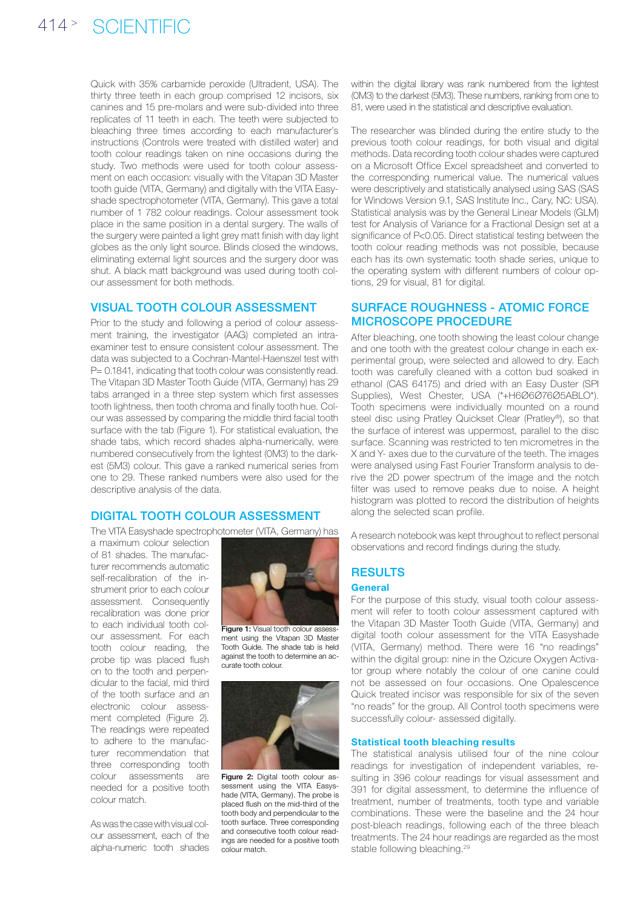Quick with 35% carbamide peroxide (Ultradent, USA). The thirty three teeth in each group comprised 12 incisors, six canines and 15 pre-molars and were sub-divided into three replicates of 11 teeth in each. The teeth were subjected to bleaching three times according to each manufacturer's instructions (Controls were treated with distilled water) and tooth colour readings taken on nine occasions during the study. Two methods were used for tooth colour assessment on each occasion: visually with the Vitapan 3D Master tooth guide (VITA, Germany) and digitally with the VITA Easyshade spectrophotometer (VITA, Germany). This gave a total number of 1 782 colour readings. Colour assessment took place in the same position in a dental surgery. The walls of the surgery were painted a light grey matt finish with day light globes as the only light source. Blinds closed the windows, eliminating external light sources and the surgery door was shut. A black matt background was used during tooth colour assessment for both methods.

## VISUAL TOOTH COLOUR ASSESSMENT

Prior to the study and following a period of colour assessment training, the investigator (AAG) completed an intra-examiner test to ensure consistent colour assessment. The data was subjected to a Cochran-Mantel-Haenszel test with P= 0.1841, indicating that tooth colour was consistently read. The Vitapan 3D Master Tooth Guide (VITA, Germany) has 29 tabs arranged in a three step system which first assesses tooth lightness, then tooth chroma and finally tooth hue. Colour was assessed by comparing the middle third facial tooth surface with the tab (Figure 1). For statistical evaluation, the shade tabs, which record shades alpha-numerically, were numbered consecutively from the lightest (0M3) to the darkest (5M3) colour. This gave a ranked numerical series from one to 29. These ranked numbers were also used for the descriptive analysis of the data.

## DIGITAL TOOTH COLOUR ASSESSMENT

The VITA Easyshade spectrophotometer (VITA, Germany) has a maximum colour selection of 81 shades. The manufacturer recommends automatic self-recalibration of the instrument prior to each colour assessment. Consequently recalibration was done prior to each individual tooth colour assessment. For each tooth colour reading, the probe tip was placed flush on to the tooth and perpendicular to the facial, mid third of the tooth surface and an electronic colour assessment completed (Figure 2). The readings were repeated to adhere to the manufacturer recommendation that three corresponding tooth colour assessments are needed for a positive tooth colour match.

**Figure 1:** Visual tooth colour assessment using the Vitapan 3D Master Tooth Guide. The shade tab is held against the tooth to determine an accurate tooth colour.

**Figure 2:** Digital tooth colour assessment using the VITA Easyshade (VITA, Germany). The probe is placed flush on the mid-third of the tooth body and perpendicular to the tooth surface. Three corresponding and consecutive tooth colour readings are needed for a positive tooth colour match.

As was the case with visual colour assessment, each of the alpha-numeric tooth shades within the digital library was rank numbered from the lightest (0M3) to the darkest (5M3). These numbers, ranking from one to 81, were used in the statistical and descriptive evaluation.

The researcher was blinded during the entire study to the previous tooth colour readings, for both visual and digital methods. Data recording tooth colour shades were captured on a Microsoft Office Excel spreadsheet and converted to the corresponding numerical value. The numerical values were descriptively and statistically analysed using SAS (SAS for Windows Version 9.1, SAS Institute Inc., Cary, NC: USA). Statistical analysis was by the General Linear Models (GLM) test for Analysis of Variance for a Fractional Design set at a significance of $P<0.05$. Direct statistical testing between the tooth colour reading methods was not possible, because each has its own systematic tooth shade series, unique to the operating system with different numbers of colour options, 29 for visual, 81 for digital.

## SURFACE ROUGHNESS - ATOMIC FORCE MICROSCOPE PROCEDURE

After bleaching, one tooth showing the least colour change and one tooth with the greatest colour change in each experimental group, were selected and allowed to dry. Each tooth was carefully cleaned with a cotton bud soaked in ethanol (CAS 64175) and dried with an Easy Duster (SPI Supplies), West Chester, USA (*+H6Ø6Ø76Ø5ABLO*). Tooth specimens were individually mounted on a round steel disc using Pratley Quickset Clear (Pratley®), so that the surface of interest was uppermost, parallel to the disc surface. Scanning was restricted to ten micrometres in the X and Y- axes due to the curvature of the teeth. The images were analysed using Fast Fourier Transform analysis to derive the 2D power spectrum of the image and the notch filter was used to remove peaks due to noise. A height histogram was plotted to record the distribution of heights along the selected scan profile.

A research notebook was kept throughout to reflect personal observations and record findings during the study.

## RESULTS

### General

For the purpose of this study, visual tooth colour assessment will refer to tooth colour assessment captured with the Vitapan 3D Master Tooth Guide (VITA, Germany) and digital tooth colour assessment for the VITA Easyshade (VITA, Germany) method. There were 16 "no readings" within the digital group: nine in the Ozicure Oxygen Activator group where notably the colour of one canine could not be assessed on four occasions. One Opalescence Quick treated incisor was responsible for six of the seven "no reads" for the group. All Control tooth specimens were successfully colour- assessed digitally.

### Statistical tooth bleaching results

The statistical analysis utilised four of the nine colour readings for investigation of independent variables, resulting in 396 colour readings for visual assessment and 391 for digital assessment, to determine the influence of treatment, number of treatments, tooth type and variable combinations. These were the baseline and the 24 hour post-bleach readings, following each of the three bleach treatments. The 24 hour readings are regarded as the most stable following bleaching.[29]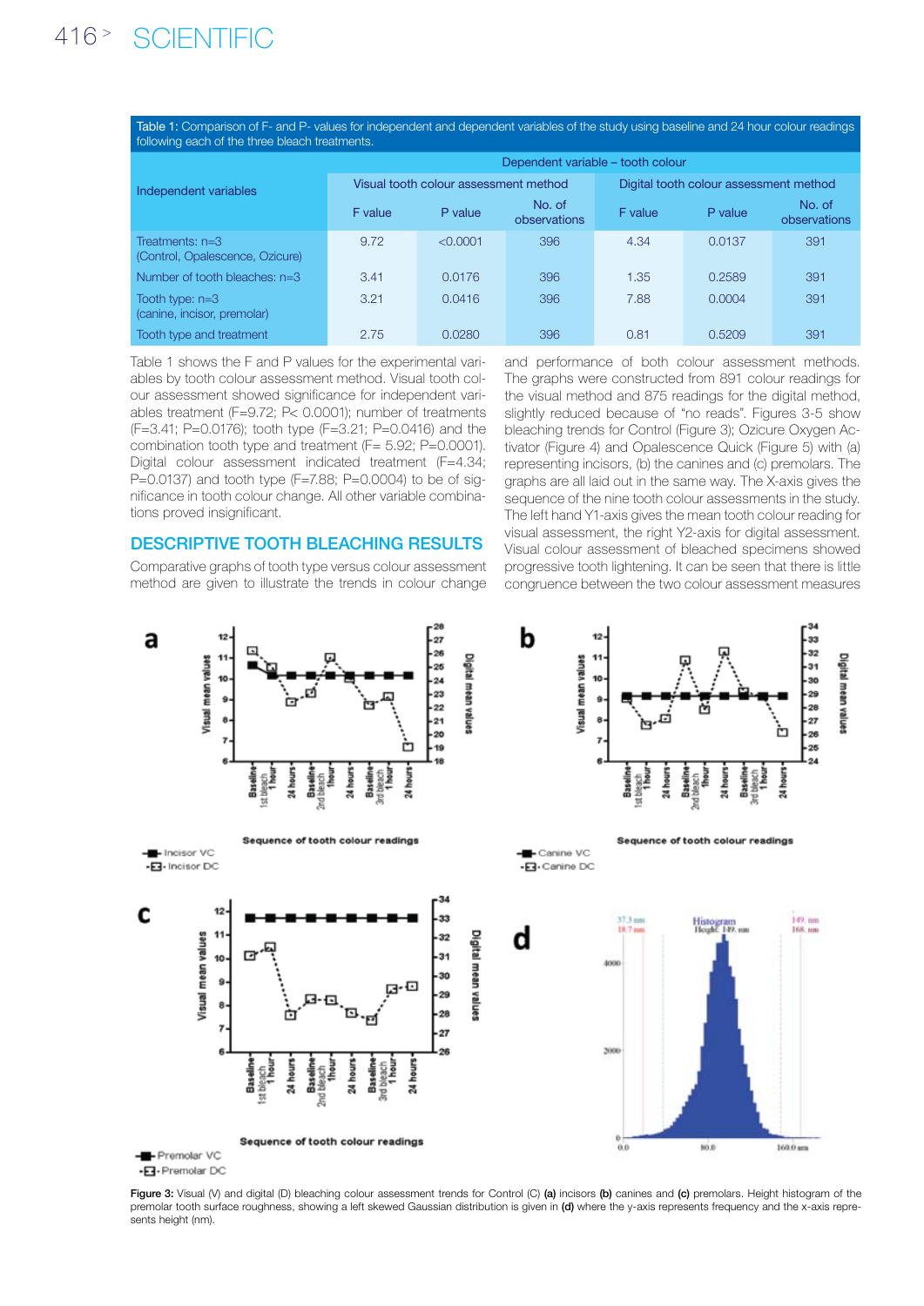Table 1: Comparison of F- and P- values for independent and dependent variables of the study using baseline and 24 hour colour readings following each of the three bleach treatments.

| Independent variables | Dependent variable – tooth colour | | | | | |
|---|---|---|---|---|---|---|
| | Visual tooth colour assessment method | | | Digital tooth colour assessment method | | |
| | F value | P value | No. of observations | F value | P value | No. of observations |
| Treatments: n=3 (Control, Opalescence, Ozicure) | 9.72 | <0.0001 | 396 | 4.34 | 0.0137 | 391 |
| Number of tooth bleaches: n=3 | 3.41 | 0.0176 | 396 | 1.35 | 0.2589 | 391 |
| Tooth type: n=3 (canine, incisor, premolar) | 3.21 | 0.0416 | 396 | 7.88 | 0.0004 | 391 |
| Tooth type and treatment | 2.75 | 0.0280 | 396 | 0.81 | 0.5209 | 391 |

Table 1 shows the F and P values for the experimental variables by tooth colour assessment method. Visual tooth colour assessment showed significance for independent variables treatment ($F=9.72$; $P< 0.0001$); number of treatments ($F=3.41$; $P=0.0176$); tooth type ($F=3.21$; $P=0.0416$) and the combination tooth type and treatment ($F= 5.92$; $P=0.0001$). Digital colour assessment indicated treatment ($F=4.34$; $P=0.0137$) and tooth type ($F=7.88$; $P=0.0004$) to be of significance in tooth colour change. All other variable combinations proved insignificant.

## DESCRIPTIVE TOOTH BLEACHING RESULTS

Comparative graphs of tooth type versus colour assessment method are given to illustrate the trends in colour change and performance of both colour assessment methods. The graphs were constructed from 891 colour readings for the visual method and 875 readings for the digital method, slightly reduced because of "no reads". Figures 3-5 show bleaching trends for Control (Figure 3); Ozicure Oxygen Activator (Figure 4) and Opalescence Quick (Figure 5) with (a) representing incisors, (b) the canines and (c) premolars. The graphs are all laid out in the same way. The X-axis gives the sequence of the nine tooth colour assessments in the study. The left hand Y1-axis gives the mean tooth colour reading for visual assessment, the right Y2-axis for digital assessment. Visual colour assessment of bleached specimens showed progressive tooth lightening. It can be seen that there is little congruence between the two colour assessment measures

**Figure 3:** Visual (V) and digital (D) bleaching colour assessment trends for Control (C) **(a)** incisors **(b)** canines and **(c)** premolars. Height histogram of the premolar tooth surface roughness, showing a left skewed Gaussian distribution is given in **(d)** where the y-axis represents frequency and the x-axis represents height (nm).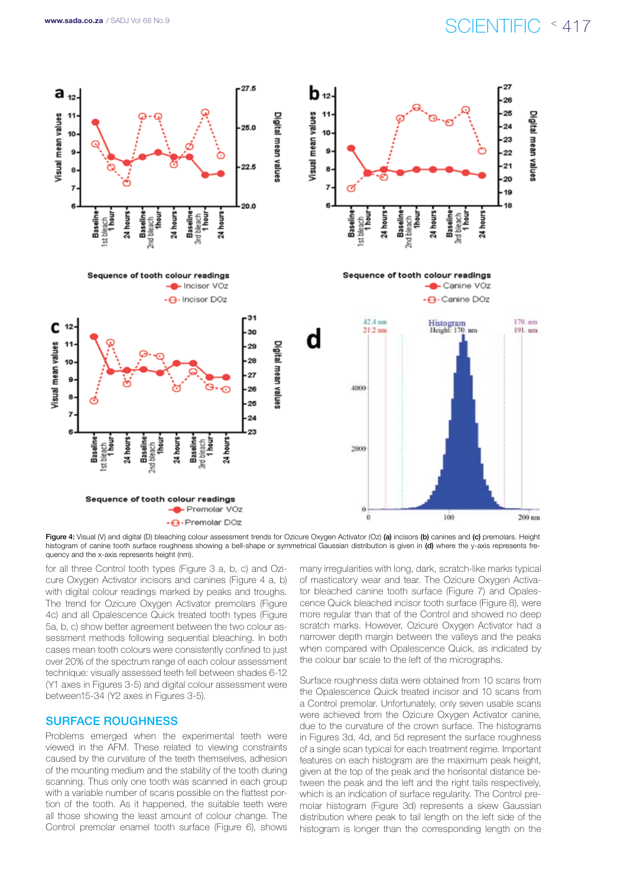**Figure 4:** Visual (V) and digital (D) bleaching colour assessment trends for Ozicure Oxygen Activator (Oz) **(a)** incisors **(b)** canines and **(c)** premolars. Height histogram of canine tooth surface roughness showing a bell-shape or symmetrical Gaussian distribution is given in **(d)** where the y-axis represents frequency and the x-axis represents height (nm).

for all three Control tooth types (Figure 3 a, b, c) and Ozicure Oxygen Activator incisors and canines (Figure 4 a, b) with digital colour readings marked by peaks and troughs. The trend for Ozicure Oxygen Activator premolars (Figure 4c) and all Opalescence Quick treated tooth types (Figure 5a, b, c) show better agreement between the two colour assessment methods following sequential bleaching. In both cases mean tooth colours were consistently confined to just over 20% of the spectrum range of each colour assessment technique: visually assessed teeth fell between shades 6-12 (Y1 axes in Figures 3-5) and digital colour assessment were between15-34 (Y2 axes in Figures 3-5).

## SURFACE ROUGHNESS

Problems emerged when the experimental teeth were viewed in the AFM. These related to viewing constraints caused by the curvature of the teeth themselves, adhesion of the mounting medium and the stability of the tooth during scanning. Thus only one tooth was scanned in each group with a variable number of scans possible on the flattest portion of the tooth. As it happened, the suitable teeth were all those showing the least amount of colour change. The Control premolar enamel tooth surface (Figure 6), shows many irregularities with long, dark, scratch-like marks typical of masticatory wear and tear. The Ozicure Oxygen Activator bleached canine tooth surface (Figure 7) and Opalescence Quick bleached incisor tooth surface (Figure 8), were more regular than that of the Control and showed no deep scratch marks. However, Ozicure Oxygen Activator had a narrower depth margin between the valleys and the peaks when compared with Opalescence Quick, as indicated by the colour bar scale to the left of the micrographs.

Surface roughness data were obtained from 10 scans from the Opalescence Quick treated incisor and 10 scans from a Control premolar. Unfortunately, only seven usable scans were achieved from the Ozicure Oxygen Activator canine, due to the curvature of the crown surface. The histograms in Figures 3d, 4d, and 5d represent the surface roughness of a single scan typical for each treatment regime. Important features on each histogram are the maximum peak height, given at the top of the peak and the horisontal distance between the peak and the left and the right tails respectively, which is an indication of surface regularity. The Control premolar histogram (Figure 3d) represents a skew Gaussian distribution where peak to tail length on the left side of the histogram is longer than the corresponding length on the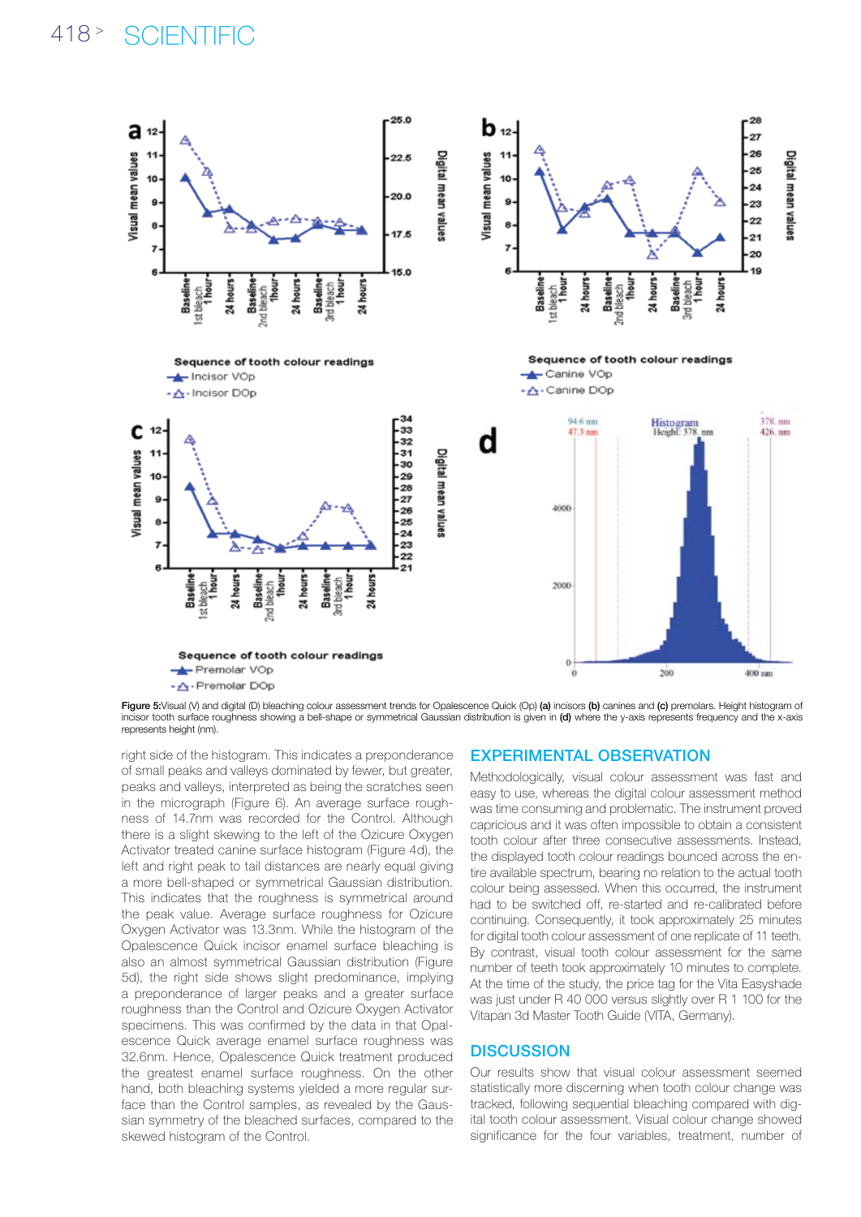Figure 5: Visual (V) and digital (D) bleaching colour assessment trends for Opalescence Quick (Op) **(a)** incisors **(b)** canines and **(c)** premolars. Height histogram of incisor tooth surface roughness showing a bell-shape or symmetrical Gaussian distribution is given in **(d)** where the y-axis represents frequency and the x-axis represents height (nm).

right side of the histogram. This indicates a preponderance of small peaks and valleys dominated by fewer, but greater, peaks and valleys, interpreted as being the scratches seen in the micrograph (Figure 6). An average surface roughness of 14.7nm was recorded for the Control. Although there is a slight skewing to the left of the Ozicure Oxygen Activator treated canine surface histogram (Figure 4d), the left and right peak to tail distances are nearly equal giving a more bell-shaped or symmetrical Gaussian distribution. This indicates that the roughness is symmetrical around the peak value. Average surface roughness for Ozicure Oxygen Activator was 13.3nm. While the histogram of the Opalescence Quick incisor enamel surface bleaching is also an almost symmetrical Gaussian distribution (Figure 5d), the right side shows slight predominance, implying a preponderance of larger peaks and a greater surface roughness than the Control and Ozicure Oxygen Activator specimens. This was confirmed by the data in that Opalescence Quick average enamel surface roughness was 32.6nm. Hence, Opalescence Quick treatment produced the greatest enamel surface roughness. On the other hand, both bleaching systems yielded a more regular surface than the Control samples, as revealed by the Gaussian symmetry of the bleached surfaces, compared to the skewed histogram of the Control.

## EXPERIMENTAL OBSERVATION

Methodologically, visual colour assessment was fast and easy to use, whereas the digital colour assessment method was time consuming and problematic. The instrument proved capricious and it was often impossible to obtain a consistent tooth colour after three consecutive assessments. Instead, the displayed tooth colour readings bounced across the entire available spectrum, bearing no relation to the actual tooth colour being assessed. When this occurred, the instrument had to be switched off, re-started and re-calibrated before continuing. Consequently, it took approximately 25 minutes for digital tooth colour assessment of one replicate of 11 teeth. By contrast, visual tooth colour assessment for the same number of teeth took approximately 10 minutes to complete. At the time of the study, the price tag for the Vita Easyshade was just under R 40 000 versus slightly over R 1 100 for the Vitapan 3d Master Tooth Guide (VITA, Germany).

## DISCUSSION

Our results show that visual colour assessment seemed statistically more discerning when tooth colour change was tracked, following sequential bleaching compared with digital tooth colour assessment. Visual colour change showed significance for the four variables, treatment, number of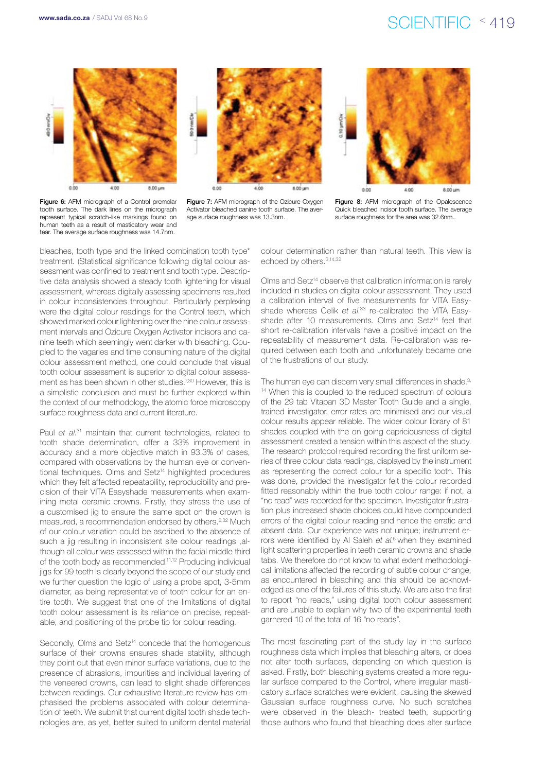**Figure 6:** AFM micrograph of a Control premolar tooth surface. The dark lines on the micrograph represent typical scratch-like markings found on human teeth as a result of masticatory wear and tear. The average surface roughness was 14.7nm.

**Figure 7:** AFM micrograph of the Ozicure Oxygen Activator bleached canine tooth surface. The average surface roughness was 13.3nm.

**Figure 8:** AFM micrograph of the Opalescence Quick bleached incisor tooth surface. The average surface roughness for the area was 32.6nm..

bleaches, tooth type and the linked combination tooth type* treatment. (Statistical significance following digital colour assessment was confined to treatment and tooth type. Descriptive data analysis showed a steady tooth lightening for visual assessment, whereas digitally assessing specimens resulted in colour inconsistencies throughout. Particularly perplexing were the digital colour readings for the Control teeth, which showed marked colour lightening over the nine colour assessment intervals and Ozicure Oxygen Activator incisors and canine teeth which seemingly went darker with bleaching. Coupled to the vagaries and time consuming nature of the digital colour assessment method, one could conclude that visual tooth colour assessment is superior to digital colour assessment as has been shown in other studies.[7,30] However, this is a simplistic conclusion and must be further explored within the context of our methodology, the atomic force microscopy surface roughness data and current literature.

Paul *et al.*[31] maintain that current technologies, related to tooth shade determination, offer a 33% improvement in accuracy and a more objective match in 93.3% of cases, compared with observations by the human eye or conventional techniques. Olms and Setz[14] highlighted procedures which they felt affected repeatability, reproducibility and precision of their VITA Easyshade measurements when examining metal ceramic crowns. Firstly, they stress the use of a customised jig to ensure the same spot on the crown is measured, a recommendation endorsed by others.[2,32] Much of our colour variation could be ascribed to the absence of such a jig resulting in inconsistent site colour readings ,although all colour was assessed within the facial middle third of the tooth body as recommended.[11,12] Producing individual jigs for 99 teeth is clearly beyond the scope of our study and we further question the logic of using a probe spot, 3-5mm diameter, as being representative of tooth colour for an entire tooth. We suggest that one of the limitations of digital tooth colour assessment is its reliance on precise, repeatable, and positioning of the probe tip for colour reading.

Secondly, Olms and Setz[14] concede that the homogenous surface of their crowns ensures shade stability, although they point out that even minor surface variations, due to the presence of abrasions, impurities and individual layering of the veneered crowns, can lead to slight shade differences between readings. Our exhaustive literature review has emphasised the problems associated with colour determination of teeth. We submit that current digital tooth shade technologies are, as yet, better suited to uniform dental material colour determination rather than natural teeth. This view is echoed by others.[3,14,32]

Olms and Setz[14] observe that calibration information is rarely included in studies on digital colour assessment. They used a calibration interval of five measurements for VITA Easyshade whereas Celik *et al.*[33] re-calibrated the VITA Easyshade after 10 measurements. Olms and Setz[14] feel that short re-calibration intervals have a positive impact on the repeatability of measurement data. Re-calibration was required between each tooth and unfortunately became one of the frustrations of our study.

The human eye can discern very small differences in shade.[3,14] When this is coupled to the reduced spectrum of colours of the 29 tab Vitapan 3D Master Tooth Guide and a single, trained investigator, error rates are minimised and our visual colour results appear reliable. The wider colour library of 81 shades coupled with the on going capriciousness of digital assessment created a tension within this aspect of the study. The research protocol required recording the first uniform series of three colour data readings, displayed by the instrument as representing the correct colour for a specific tooth. This was done, provided the investigator felt the colour recorded fitted reasonably within the true tooth colour range: if not, a "no read" was recorded for the specimen. Investigator frustration plus increased shade choices could have compounded errors of the digital colour reading and hence the erratic and absent data. Our experience was not unique; instrument errors were identified by Al Saleh *et al.*[6] when they examined light scattering properties in teeth ceramic crowns and shade tabs. We therefore do not know to what extent methodological limitations affected the recording of subtle colour change, as encountered in bleaching and this should be acknowledged as one of the failures of this study. We are also the first to report "no reads," using digital tooth colour assessment and are unable to explain why two of the experimental teeth garnered 10 of the total of 16 "no reads".

The most fascinating part of the study lay in the surface roughness data which implies that bleaching alters, or does not alter tooth surfaces, depending on which question is asked. Firstly, both bleaching systems created a more regular surface compared to the Control, where irregular masticatory surface scratches were evident, causing the skewed Gaussian surface roughness curve. No such scratches were observed in the bleach- treated teeth, supporting those authors who found that bleaching does alter surface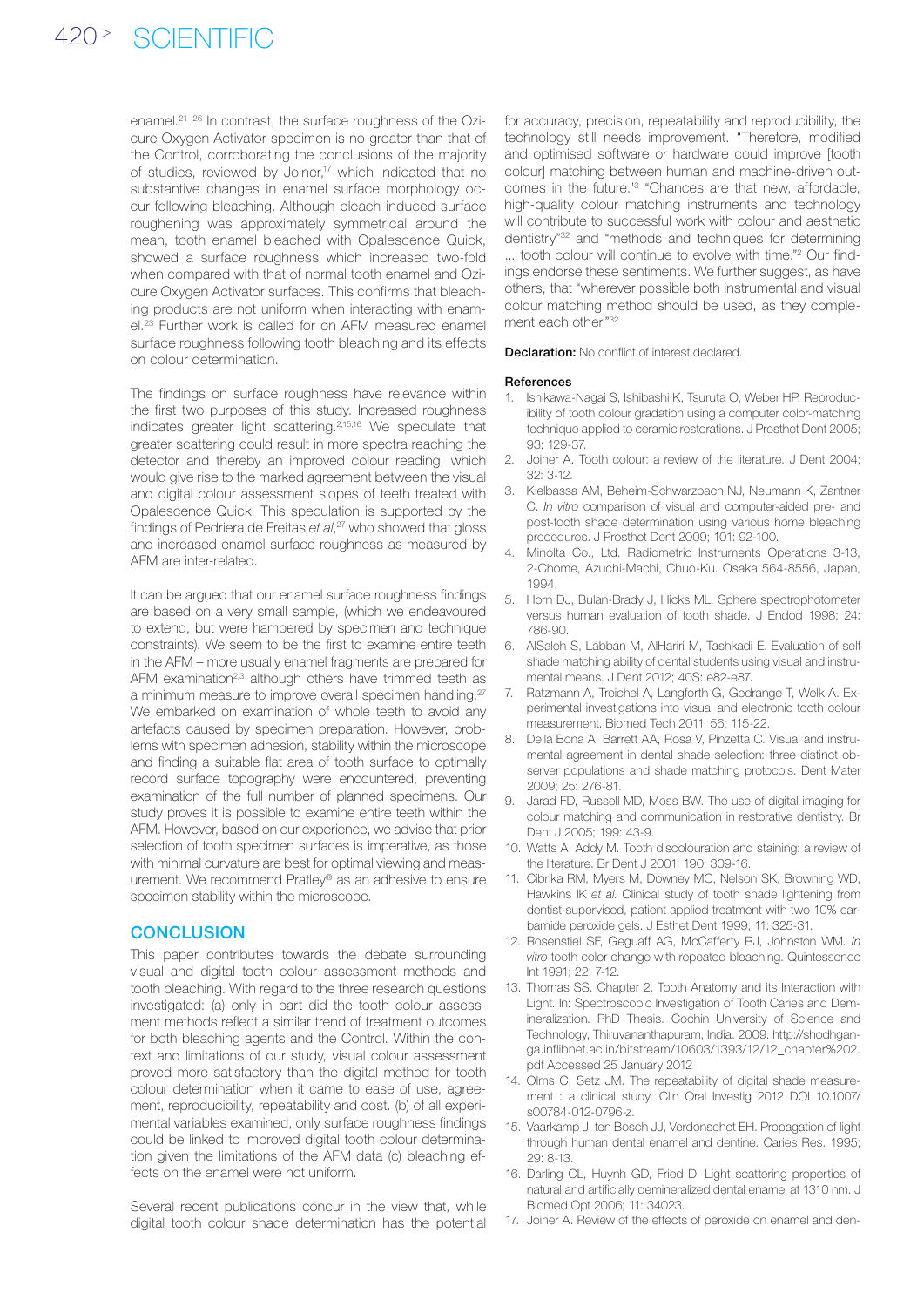enamel.[21-26] In contrast, the surface roughness of the Ozicure Oxygen Activator specimen is no greater than that of the Control, corroborating the conclusions of the majority of studies, reviewed by Joiner,[17] which indicated that no substantive changes in enamel surface morphology occur following bleaching. Although bleach-induced surface roughening was approximately symmetrical around the mean, tooth enamel bleached with Opalescence Quick, showed a surface roughness which increased two-fold when compared with that of normal tooth enamel and Ozicure Oxygen Activator surfaces. This confirms that bleaching products are not uniform when interacting with enamel.[23] Further work is called for on AFM measured enamel surface roughness following tooth bleaching and its effects on colour determination.

The findings on surface roughness have relevance within the first two purposes of this study. Increased roughness indicates greater light scattering.[2,15,16] We speculate that greater scattering could result in more spectra reaching the detector and thereby an improved colour reading, which would give rise to the marked agreement between the visual and digital colour assessment slopes of teeth treated with Opalescence Quick. This speculation is supported by the findings of Pedriera de Freitas *et al*,[27] who showed that gloss and increased enamel surface roughness as measured by AFM are inter-related.

It can be argued that our enamel surface roughness findings are based on a very small sample, (which we endeavoured to extend, but were hampered by specimen and technique constraints). We seem to be the first to examine entire teeth in the AFM – more usually enamel fragments are prepared for AFM examination[2,3] although others have trimmed teeth as a minimum measure to improve overall specimen handling.[27] We embarked on examination of whole teeth to avoid any artefacts caused by specimen preparation. However, problems with specimen adhesion, stability within the microscope and finding a suitable flat area of tooth surface to optimally record surface topography were encountered, preventing examination of the full number of planned specimens. Our study proves it is possible to examine entire teeth within the AFM. However, based on our experience, we advise that prior selection of tooth specimen surfaces is imperative, as those with minimal curvature are best for optimal viewing and measurement. We recommend Pratley® as an adhesive to ensure specimen stability within the microscope.

## CONCLUSION

This paper contributes towards the debate surrounding visual and digital tooth colour assessment methods and tooth bleaching. With regard to the three research questions investigated: (a) only in part did the tooth colour assessment methods reflect a similar trend of treatment outcomes for both bleaching agents and the Control. Within the context and limitations of our study, visual colour assessment proved more satisfactory than the digital method for tooth colour determination when it came to ease of use, agreement, reproducibility, repeatability and cost. (b) of all experimental variables examined, only surface roughness findings could be linked to improved digital tooth colour determination given the limitations of the AFM data (c) bleaching effects on the enamel were not uniform.

Several recent publications concur in the view that, while digital tooth colour shade determination has the potential for accuracy, precision, repeatability and reproducibility, the technology still needs improvement. "Therefore, modified and optimised software or hardware could improve [tooth colour] matching between human and machine-driven outcomes in the future."[3] "Chances are that new, affordable, high-quality colour matching instruments and technology will contribute to successful work with colour and aesthetic dentistry"[32] and "methods and techniques for determining ... tooth colour will continue to evolve with time."[2] Our findings endorse these sentiments. We further suggest, as have others, that "wherever possible both instrumental and visual colour matching method should be used, as they complement each other."[32]

**Declaration:** No conflict of interest declared.

### References

1. Ishikawa-Nagai S, Ishibashi K, Tsuruta O, Weber HP. Reproducibility of tooth colour gradation using a computer color-matching technique applied to ceramic restorations. J Prosthet Dent 2005; 93: 129-37.
2. Joiner A. Tooth colour: a review of the literature. J Dent 2004; 32: 3-12.
3. Kielbassa AM, Beheim-Schwarzbach NJ, Neumann K, Zantner C. *In vitro* comparison of visual and computer-aided pre- and post-tooth shade determination using various home bleaching procedures. J Prosthet Dent 2009; 101: 92-100.
4. Minolta Co., Ltd. Radiometric Instruments Operations 3-13, 2-Chome, Azuchi-Machi, Chuo-Ku. Osaka 564-8556, Japan, 1994.
5. Horn DJ, Bulan-Brady J, Hicks ML. Sphere spectrophotometer versus human evaluation of tooth shade. J Endod 1998; 24: 786-90.
6. AlSaleh S, Labban M, AlHariri M, Tashkadi E. Evaluation of self shade matching ability of dental students using visual and instrumental means. J Dent 2012; 40S: e82-e87.
7. Ratzmann A, Treichel A, Langforth G, Gedrange T, Welk A. Experimental investigations into visual and electronic tooth colour measurement. Biomed Tech 2011; 56: 115-22.
8. Della Bona A, Barrett AA, Rosa V, Pinzetta C. Visual and instrumental agreement in dental shade selection: three distinct observer populations and shade matching protocols. Dent Mater 2009; 25: 276-81.
9. Jarad FD, Russell MD, Moss BW. The use of digital imaging for colour matching and communication in restorative dentistry. Br Dent J 2005; 199: 43-9.
10. Watts A, Addy M. Tooth discolouration and staining: a review of the literature. Br Dent J 2001; 190: 309-16.
11. Cibrika RM, Myers M, Downey MC, Nelson SK, Browning WD, Hawkins IK *et al.* Clinical study of tooth shade lightening from dentist-supervised, patient applied treatment with two 10% carbamide peroxide gels. J Esthet Dent 1999; 11: 325-31.
12. Rosenstiel SF, Geguaff AG, McCafferty RJ, Johnston WM. *In vitro* tooth color change with repeated bleaching. Quintessence Int 1991; 22: 7-12.
13. Thomas SS. Chapter 2. Tooth Anatomy and its Interaction with Light. In: Spectroscopic Investigation of Tooth Caries and Demineralization. PhD Thesis. Cochin University of Science and Technology, Thiruvananthapuram, India. 2009. http://shodhganga.inflibnet.ac.in/bitstream/10603/1393/12/12_chapter%202.pdf Accessed 25 January 2012
14. Olms C, Setz JM. The repeatability of digital shade measurement : a clinical study. Clin Oral Investig 2012 DOI 10.1007/s00784-012-0796-z.
15. Vaarkamp J, ten Bosch JJ, Verdonschot EH. Propagation of light through human dental enamel and dentine. Caries Res. 1995; 29: 8-13.
16. Darling CL, Huynh GD, Fried D. Light scattering properties of natural and artificially demineralized dental enamel at 1310 nm. J Biomed Opt 2006; 11: 34023.
17. Joiner A. Review of the effects of peroxide on enamel and den-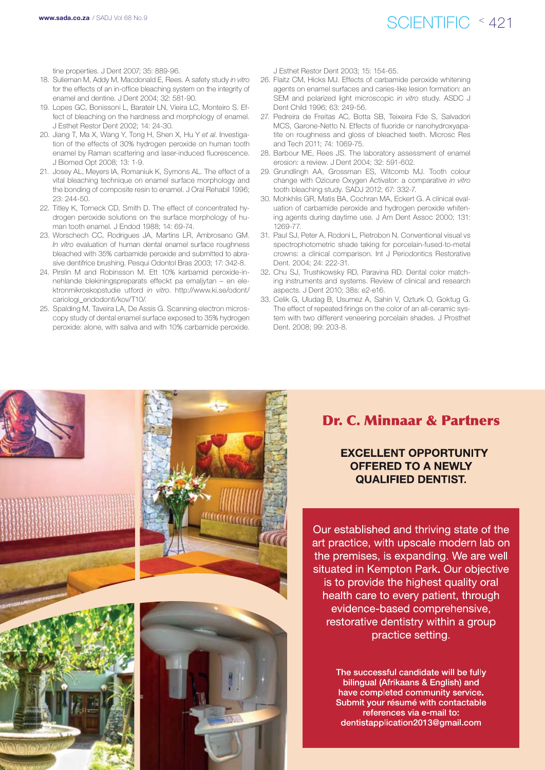tine properties. J Dent 2007; 35: 889-96.

18. Sulieman M, Addy M, Macdonald E, Rees. A safety study *in vitro* for the effects of an in-office bleaching system on the integrity of enamel and dentine. J Dent 2004; 32: 581-90.
19. Lopes GC, Bonissoni L, Barateir LN, Vieira LC, Monteiro S. Effect of bleaching on the hardness and morphology of enamel. J Esthet Restor Dent 2002; 14: 24-30.
20. Jiang T, Ma X, Wang Y, Tong H, Shen X, Hu Y *et al*. Investigation of the effects of 30% hydrogen peroxide on human tooth enamel by Raman scattering and laser-induced fluorescence. J Biomed Opt 2008; 13: 1-9.
21. Josey AL, Meyers IA, Romaniuk K, Symons AL. The effect of a vital bleaching technique on enamel surface morphology and the bonding of composite resin to enamel. J Oral Rehabil 1996; 23: 244-50.
22. Titley K, Torneck CD, Smith D. The effect of concentrated hydrogen peroxide solutions on the surface morphology of human tooth enamel. J Endod 1988; 14: 69-74.
23. Worschech CC, Rodrigues JA, Martins LR, Ambrosano GM. *In vitro* evaluation of human dental enamel surface roughness bleached with 35% carbamide peroxide and submitted to abrasive dentifrice brushing. Pesqui Odontol Bras 2003; 17: 342-8.
24. Pirslin M and Robinsson M. Ett 10% karbamid peroxide-innehlande blekiningspreparats effeckt pa emaljytan – en elektronmikroskopstudie utford *in vitro*. http://www.ki.se/odont/cariologi_endodonti/kov/T10/.
25. Spalding M, Taveira LA, De Assis G. Scanning electron microscopy study of dental enamel surface exposed to 35% hydrogen peroxide: alone, with saliva and with 10% carbamide peroxide. J Esthet Restor Dent 2003; 15: 154-65.
26. Flaitz CM, Hicks MJ. Effects of carbamide peroxide whitening agents on enamel surfaces and caries-like lesion formation: an SEM and polarized light microscopic *in vitro* study. ASDC J Dent Child 1996; 63: 249-56.
27. Pedreira de Freitas AC, Botta SB, Teixeira Fde S, Salvadori MCS, Garone-Netto N. Effects of fluoride or nanohydroxyapatite on roughness and gloss of bleached teeth. Microsc Res and Tech 2011; 74: 1069-75.
28. Barbour ME, Rees JS. The laboratory assessment of enamel erosion: a review. J Dent 2004; 32: 591-602.
29. Grundlingh AA, Grossman ES, Witcomb MJ. Tooth colour change with Ozicure Oxygen Activator: a comparative *in vitro* tooth bleaching study. SADJ 2012; 67: 332-7.
30. Mohkhlis GR, Matis BA, Cochran MA, Eckert G. A clinical evaluation of carbamide peroxide and hydrogen peroxide whitening agents during daytime use. J Am Dent Assoc 2000; 131: 1269-77.
31. Paul SJ, Peter A, Rodoni L, Pietrobon N. Conventional visual vs spectrophotometric shade taking for porcelain-fused-to-metal crowns: a clinical comparison. Int J Periodontics Restorative Dent. 2004; 24: 222-31.
32. Chu SJ, Trushkowsky RD, Paravina RD. Dental color matching instruments and systems. Review of clinical and research aspects. J Dent 2010; 38s: e2-e16.
33. Celik G, Uludag B, Usumez A, Sahin V, Ozturk O, Goktug G. The effect of repeated firings on the color of an all-ceramic system with two different veneering porcelain shades. J Prosthet Dent. 2008; 99: 203-8.

## Dr. C. Minnaar & Partners

**EXCELLENT OPPORTUNITY OFFERED TO A NEWLY QUALIFIED DENTIST.**

Our established and thriving state of the art practice, with upscale modern lab on the premises, is expanding. We are well situated in Kempton Park. Our objective is to provide the highest quality oral health care to every patient, through evidence-based comprehensive, restorative dentistry within a group practice setting.

**The successful candidate will be fully bilingual (Afrikaans & English) and have completed community service. Submit your résumé with contactable references via e-mail to: dentistapplication2013@gmail.com**